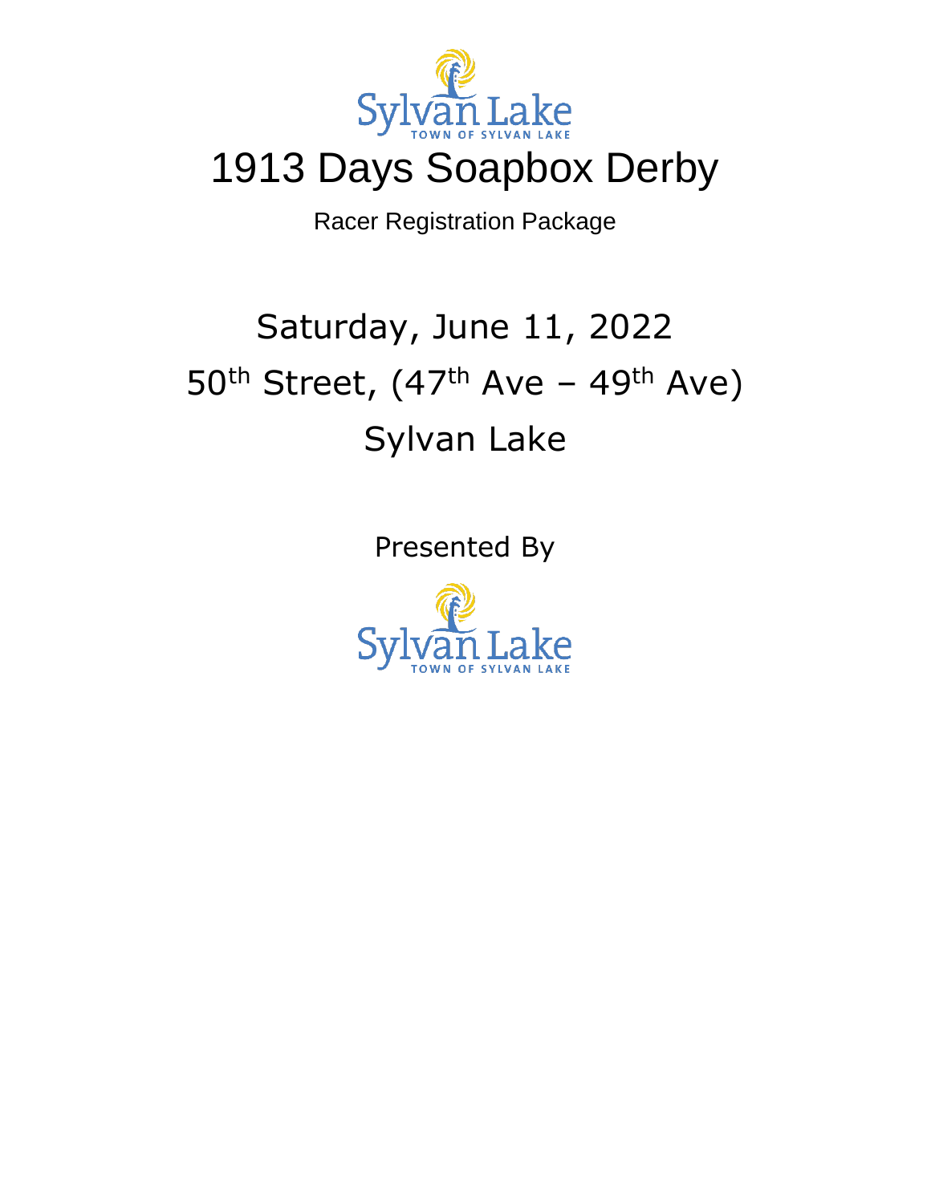Sylvan Lake
TOWN OF SYLVAN LAKE

# 1913 Days Soapbox Derby

Racer Registration Package

## Saturday, June 11, 2022

## 50th Street, (47th Ave – 49th Ave)

## Sylvan Lake

Presented By

Sylvan Lake
TOWN OF SYLVAN LAKE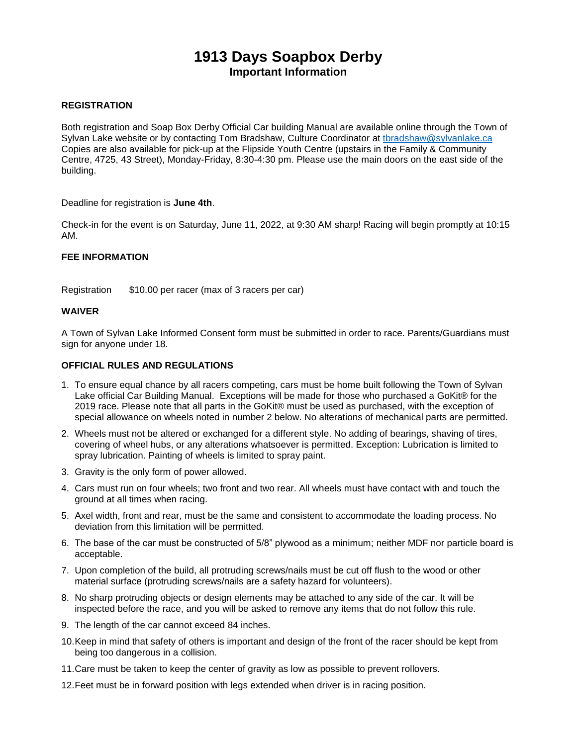# 1913 Days Soapbox Derby

## Important Information

### REGISTRATION

Both registration and Soap Box Derby Official Car building Manual are available online through the Town of Sylvan Lake website or by contacting Tom Bradshaw, Culture Coordinator at tbradshaw@sylvanlake.ca Copies are also available for pick-up at the Flipside Youth Centre (upstairs in the Family & Community Centre, 4725, 43 Street), Monday-Friday, 8:30-4:30 pm. Please use the main doors on the east side of the building.

Deadline for registration is **June 4th**.

Check-in for the event is on Saturday, June 11, 2022, at 9:30 AM sharp! Racing will begin promptly at 10:15 AM.

### FEE INFORMATION

Registration $10.00 per racer (max of 3 racers per car)

### WAIVER

A Town of Sylvan Lake Informed Consent form must be submitted in order to race. Parents/Guardians must sign for anyone under 18.

### OFFICIAL RULES AND REGULATIONS

1. To ensure equal chance by all racers competing, cars must be home built following the Town of Sylvan Lake official Car Building Manual. Exceptions will be made for those who purchased a GoKit® for the 2019 race. Please note that all parts in the GoKit® must be used as purchased, with the exception of special allowance on wheels noted in number 2 below. No alterations of mechanical parts are permitted.
2. Wheels must not be altered or exchanged for a different style. No adding of bearings, shaving of tires, covering of wheel hubs, or any alterations whatsoever is permitted. Exception: Lubrication is limited to spray lubrication. Painting of wheels is limited to spray paint.
3. Gravity is the only form of power allowed.
4. Cars must run on four wheels; two front and two rear. All wheels must have contact with and touch the ground at all times when racing.
5. Axel width, front and rear, must be the same and consistent to accommodate the loading process. No deviation from this limitation will be permitted.
6. The base of the car must be constructed of 5/8" plywood as a minimum; neither MDF nor particle board is acceptable.
7. Upon completion of the build, all protruding screws/nails must be cut off flush to the wood or other material surface (protruding screws/nails are a safety hazard for volunteers).
8. No sharp protruding objects or design elements may be attached to any side of the car. It will be inspected before the race, and you will be asked to remove any items that do not follow this rule.
9. The length of the car cannot exceed 84 inches.
10. Keep in mind that safety of others is important and design of the front of the racer should be kept from being too dangerous in a collision.
11. Care must be taken to keep the center of gravity as low as possible to prevent rollovers.
12. Feet must be in forward position with legs extended when driver is in racing position.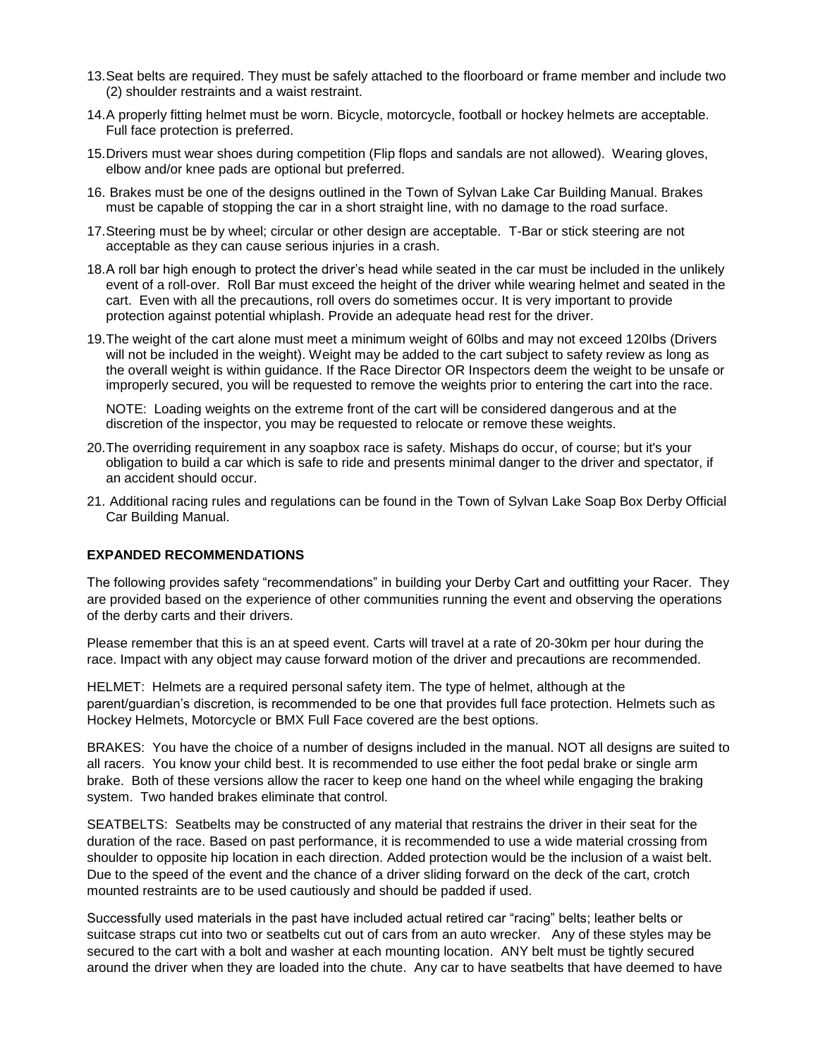13. Seat belts are required. They must be safely attached to the floorboard or frame member and include two (2) shoulder restraints and a waist restraint.
14. A properly fitting helmet must be worn. Bicycle, motorcycle, football or hockey helmets are acceptable. Full face protection is preferred.
15. Drivers must wear shoes during competition (Flip flops and sandals are not allowed). Wearing gloves, elbow and/or knee pads are optional but preferred.
16. Brakes must be one of the designs outlined in the Town of Sylvan Lake Car Building Manual. Brakes must be capable of stopping the car in a short straight line, with no damage to the road surface.
17. Steering must be by wheel; circular or other design are acceptable. T-Bar or stick steering are not acceptable as they can cause serious injuries in a crash.
18. A roll bar high enough to protect the driver's head while seated in the car must be included in the unlikely event of a roll-over. Roll Bar must exceed the height of the driver while wearing helmet and seated in the cart. Even with all the precautions, roll overs do sometimes occur. It is very important to provide protection against potential whiplash. Provide an adequate head rest for the driver.
19. The weight of the cart alone must meet a minimum weight of 60lbs and may not exceed 120Ibs (Drivers will not be included in the weight). Weight may be added to the cart subject to safety review as long as the overall weight is within guidance. If the Race Director OR Inspectors deem the weight to be unsafe or improperly secured, you will be requested to remove the weights prior to entering the cart into the race.

    NOTE: Loading weights on the extreme front of the cart will be considered dangerous and at the discretion of the inspector, you may be requested to relocate or remove these weights.
20. The overriding requirement in any soapbox race is safety. Mishaps do occur, of course; but it's your obligation to build a car which is safe to ride and presents minimal danger to the driver and spectator, if an accident should occur.
21. Additional racing rules and regulations can be found in the Town of Sylvan Lake Soap Box Derby Official Car Building Manual.

**EXPANDED RECOMMENDATIONS**

The following provides safety "recommendations" in building your Derby Cart and outfitting your Racer. They are provided based on the experience of other communities running the event and observing the operations of the derby carts and their drivers.

Please remember that this is an at speed event. Carts will travel at a rate of 20-30km per hour during the race. Impact with any object may cause forward motion of the driver and precautions are recommended.

HELMET: Helmets are a required personal safety item. The type of helmet, although at the parent/guardian's discretion, is recommended to be one that provides full face protection. Helmets such as Hockey Helmets, Motorcycle or BMX Full Face covered are the best options.

BRAKES: You have the choice of a number of designs included in the manual. NOT all designs are suited to all racers. You know your child best. It is recommended to use either the foot pedal brake or single arm brake. Both of these versions allow the racer to keep one hand on the wheel while engaging the braking system. Two handed brakes eliminate that control.

SEATBELTS: Seatbelts may be constructed of any material that restrains the driver in their seat for the duration of the race. Based on past performance, it is recommended to use a wide material crossing from shoulder to opposite hip location in each direction. Added protection would be the inclusion of a waist belt. Due to the speed of the event and the chance of a driver sliding forward on the deck of the cart, crotch mounted restraints are to be used cautiously and should be padded if used.

Successfully used materials in the past have included actual retired car "racing" belts; leather belts or suitcase straps cut into two or seatbelts cut out of cars from an auto wrecker. Any of these styles may be secured to the cart with a bolt and washer at each mounting location. ANY belt must be tightly secured around the driver when they are loaded into the chute. Any car to have seatbelts that have deemed to have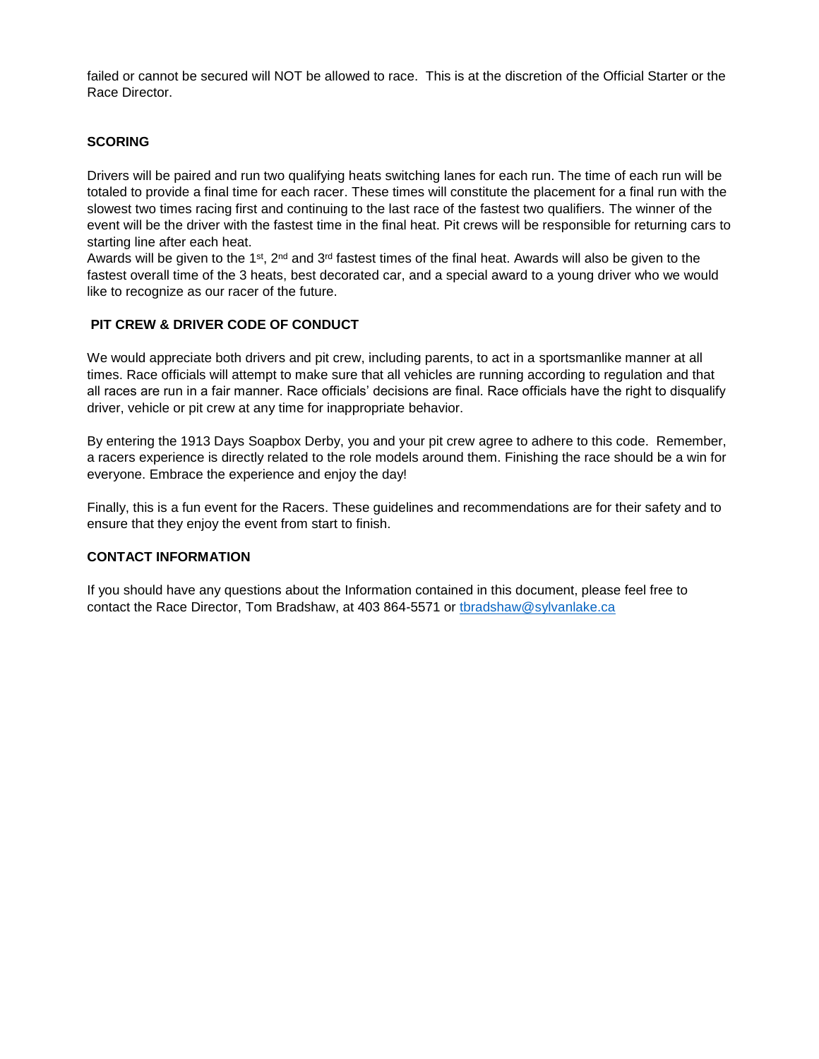failed or cannot be secured will NOT be allowed to race. This is at the discretion of the Official Starter or the Race Director.

**SCORING**

Drivers will be paired and run two qualifying heats switching lanes for each run. The time of each run will be totaled to provide a final time for each racer. These times will constitute the placement for a final run with the slowest two times racing first and continuing to the last race of the fastest two qualifiers. The winner of the event will be the driver with the fastest time in the final heat. Pit crews will be responsible for returning cars to starting line after each heat.
Awards will be given to the 1st, 2nd and 3rd fastest times of the final heat. Awards will also be given to the fastest overall time of the 3 heats, best decorated car, and a special award to a young driver who we would like to recognize as our racer of the future.

**PIT CREW & DRIVER CODE OF CONDUCT**

We would appreciate both drivers and pit crew, including parents, to act in a sportsmanlike manner at all times. Race officials will attempt to make sure that all vehicles are running according to regulation and that all races are run in a fair manner. Race officials' decisions are final. Race officials have the right to disqualify driver, vehicle or pit crew at any time for inappropriate behavior.

By entering the 1913 Days Soapbox Derby, you and your pit crew agree to adhere to this code. Remember, a racers experience is directly related to the role models around them. Finishing the race should be a win for everyone. Embrace the experience and enjoy the day!

Finally, this is a fun event for the Racers. These guidelines and recommendations are for their safety and to ensure that they enjoy the event from start to finish.

**CONTACT INFORMATION**

If you should have any questions about the Information contained in this document, please feel free to contact the Race Director, Tom Bradshaw, at 403 864-5571 or tbradshaw@sylvanlake.ca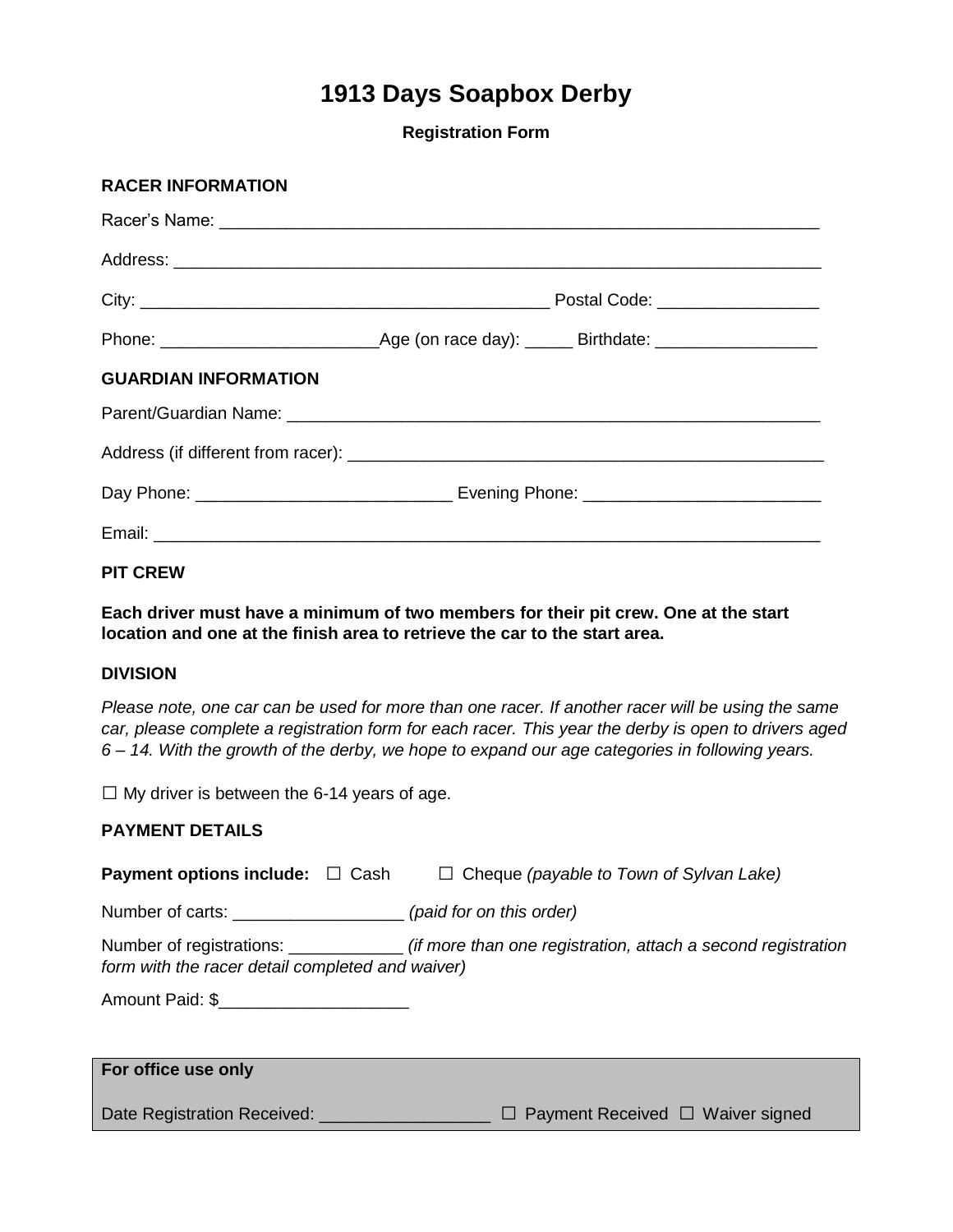# 1913 Days Soapbox Derby

**Registration Form**

**RACER INFORMATION**

Racer's Name: ___________________________________________________________________

Address: ______________________________________________________________________

City: ____________________________________________ Postal Code: _________________

Phone: _______________________Age (on race day): _____ Birthdate: _________________

**GUARDIAN INFORMATION**

Parent/Guardian Name: ___________________________________________________________

Address (if different from racer): ___________________________________________________

Day Phone: ___________________________ Evening Phone: _________________________

Email: _________________________________________________________________________

**PIT CREW**

**Each driver must have a minimum of two members for their pit crew. One at the start location and one at the finish area to retrieve the car to the start area.**

**DIVISION**

*Please note, one car can be used for more than one racer. If another racer will be using the same car, please complete a registration form for each racer. This year the derby is open to drivers aged 6 – 14. With the growth of the derby, we hope to expand our age categories in following years.*

☐ My driver is between the 6-14 years of age.

**PAYMENT DETAILS**

**Payment options include:** ☐ Cash ☐ Cheque *(payable to Town of Sylvan Lake)*

Number of carts: __________________ *(paid for on this order)*

Number of registrations: ____________ *(if more than one registration, attach a second registration form with the racer detail completed and waiver)*

Amount Paid: $____________________

| **For office use only** |
|---|
| Date Registration Received: __________________ ☐ Payment Received ☐ Waiver signed |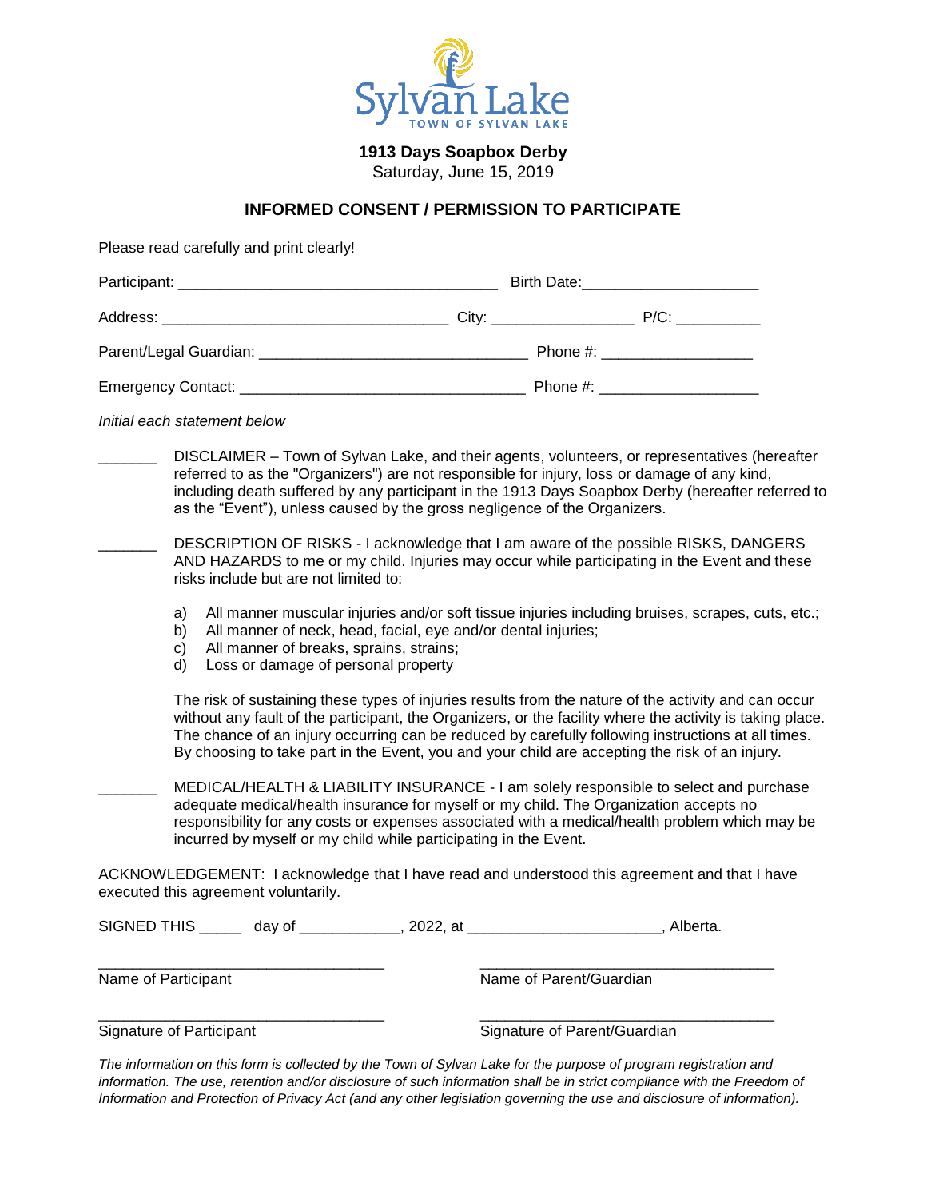Sylvan Lake
TOWN OF SYLVAN LAKE

**1913 Days Soapbox Derby**
Saturday, June 15, 2019

## INFORMED CONSENT / PERMISSION TO PARTICIPATE

Please read carefully and print clearly!

Participant: ______________________________________ Birth Date:____________________

Address: _________________________________ City: ________________ P/C: __________

Parent/Legal Guardian: ________________________________ Phone #: __________________

Emergency Contact: __________________________________ Phone #: ___________________

*Initial each statement below*

_______ DISCLAIMER – Town of Sylvan Lake, and their agents, volunteers, or representatives (hereafter referred to as the "Organizers") are not responsible for injury, loss or damage of any kind, including death suffered by any participant in the 1913 Days Soapbox Derby (hereafter referred to as the "Event"), unless caused by the gross negligence of the Organizers.

_______ DESCRIPTION OF RISKS - I acknowledge that I am aware of the possible RISKS, DANGERS AND HAZARDS to me or my child. Injuries may occur while participating in the Event and these risks include but are not limited to:

a) All manner muscular injuries and/or soft tissue injuries including bruises, scrapes, cuts, etc.;
b) All manner of neck, head, facial, eye and/or dental injuries;
c) All manner of breaks, sprains, strains;
d) Loss or damage of personal property

The risk of sustaining these types of injuries results from the nature of the activity and can occur without any fault of the participant, the Organizers, or the facility where the activity is taking place. The chance of an injury occurring can be reduced by carefully following instructions at all times. By choosing to take part in the Event, you and your child are accepting the risk of an injury.

_______ MEDICAL/HEALTH & LIABILITY INSURANCE - I am solely responsible to select and purchase adequate medical/health insurance for myself or my child. The Organization accepts no responsibility for any costs or expenses associated with a medical/health problem which may be incurred by myself or my child while participating in the Event.

ACKNOWLEDGEMENT: I acknowledge that I have read and understood this agreement and that I have executed this agreement voluntarily.

SIGNED THIS _____ day of ____________, 2022, at ______________________, Alberta.

__________________________________ __________________________________
Name of Participant Name of Parent/Guardian

__________________________________ __________________________________
Signature of Participant Signature of Parent/Guardian

*The information on this form is collected by the Town of Sylvan Lake for the purpose of program registration and information. The use, retention and/or disclosure of such information shall be in strict compliance with the Freedom of Information and Protection of Privacy Act (and any other legislation governing the use and disclosure of information).*